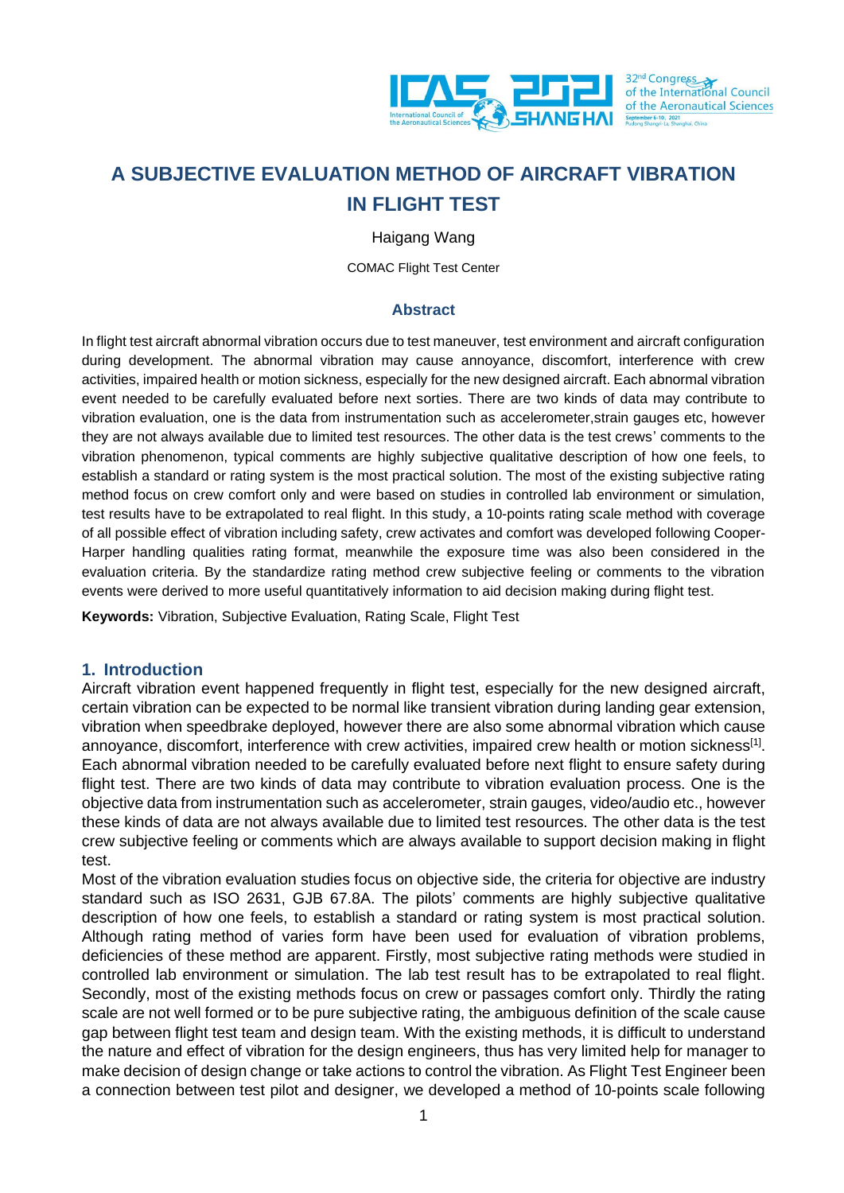# A SUBJECTIVE EVALUATION METHOD OF AIRCRAFT VIBRATION IN FLIGHT TEST

Haigang Wang

COMAC Flight Test Center

## Abstract

In flight test aircraft abnormal vibration occurs due to test maneuver, test environment and aircraft configuration during development. The abnormal vibration may cause annoyance, discomfort, interference with crew activities, impaired health or motion sickness, especially for the new designed aircraft. Each abnormal vibration event needed to be carefully evaluated before next sorties. There are two kinds of data may contribute to vibration evaluation, one is the data from instrumentation such as accelerometer,strain gauges etc, however they are not always available due to limited test resources. The other data is the test crews' comments to the vibration phenomenon, typical comments are highly subjective qualitative description of how one feels, to establish a standard or rating system is the most practical solution. The most of the existing subjective rating method focus on crew comfort only and were based on studies in controlled lab environment or simulation, test results have to be extrapolated to real flight. In this study, a 10-points rating scale method with coverage of all possible effect of vibration including safety, crew activates and comfort was developed following Cooper-Harper handling qualities rating format, meanwhile the exposure time was also been considered in the evaluation criteria. By the standardize rating method crew subjective feeling or comments to the vibration events were derived to more useful quantitatively information to aid decision making during flight test.

**Keywords:** Vibration, Subjective Evaluation, Rating Scale, Flight Test

## 1. Introduction

Aircraft vibration event happened frequently in flight test, especially for the new designed aircraft, certain vibration can be expected to be normal like transient vibration during landing gear extension, vibration when speedbrake deployed, however there are also some abnormal vibration which cause annoyance, discomfort, interference with crew activities, impaired crew health or motion sickness[1]. Each abnormal vibration needed to be carefully evaluated before next flight to ensure safety during flight test. There are two kinds of data may contribute to vibration evaluation process. One is the objective data from instrumentation such as accelerometer, strain gauges, video/audio etc., however these kinds of data are not always available due to limited test resources. The other data is the test crew subjective feeling or comments which are always available to support decision making in flight test.

Most of the vibration evaluation studies focus on objective side, the criteria for objective are industry standard such as ISO 2631, GJB 67.8A. The pilots' comments are highly subjective qualitative description of how one feels, to establish a standard or rating system is most practical solution. Although rating method of varies form have been used for evaluation of vibration problems, deficiencies of these method are apparent. Firstly, most subjective rating methods were studied in controlled lab environment or simulation. The lab test result has to be extrapolated to real flight. Secondly, most of the existing methods focus on crew or passages comfort only. Thirdly the rating scale are not well formed or to be pure subjective rating, the ambiguous definition of the scale cause gap between flight test team and design team. With the existing methods, it is difficult to understand the nature and effect of vibration for the design engineers, thus has very limited help for manager to make decision of design change or take actions to control the vibration. As Flight Test Engineer been a connection between test pilot and designer, we developed a method of 10-points scale following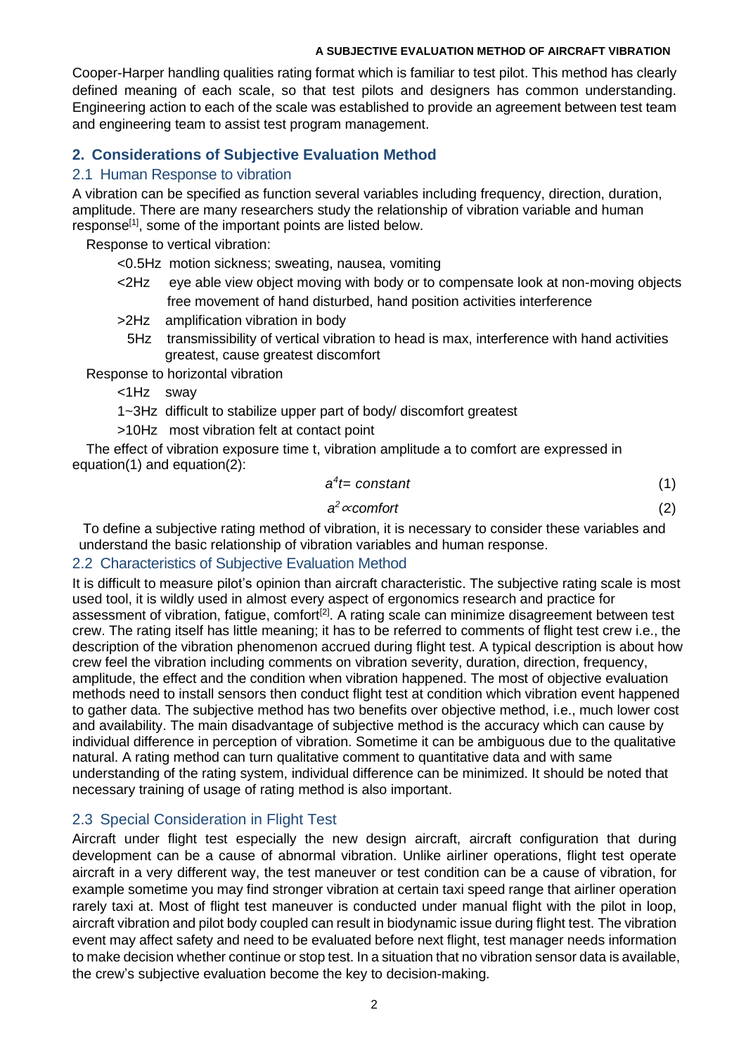Cooper-Harper handling qualities rating format which is familiar to test pilot. This method has clearly defined meaning of each scale, so that test pilots and designers has common understanding. Engineering action to each of the scale was established to provide an agreement between test team and engineering team to assist test program management.

## 2. Considerations of Subjective Evaluation Method

### 2.1 Human Response to vibration

A vibration can be specified as function several variables including frequency, direction, duration, amplitude. There are many researchers study the relationship of vibration variable and human response[1], some of the important points are listed below.

Response to vertical vibration:

- <0.5Hz motion sickness; sweating, nausea, vomiting
- <2Hz eye able view object moving with body or to compensate look at non-moving objects free movement of hand disturbed, hand position activities interference
- >2Hz amplification vibration in body
- 5Hz transmissibility of vertical vibration to head is max, interference with hand activities greatest, cause greatest discomfort

Response to horizontal vibration

- <1Hz sway
- 1~3Hz difficult to stabilize upper part of body/ discomfort greatest
- >10Hz most vibration felt at contact point

The effect of vibration exposure time t, vibration amplitude a to comfort are expressed in equation(1) and equation(2):

$$a^4 t = constant \tag{1}$$

$$a^2 \propto comfort \tag{2}$$

To define a subjective rating method of vibration, it is necessary to consider these variables and understand the basic relationship of vibration variables and human response.

### 2.2 Characteristics of Subjective Evaluation Method

It is difficult to measure pilot's opinion than aircraft characteristic. The subjective rating scale is most used tool, it is wildly used in almost every aspect of ergonomics research and practice for assessment of vibration, fatigue, comfort[2]. A rating scale can minimize disagreement between test crew. The rating itself has little meaning; it has to be referred to comments of flight test crew i.e., the description of the vibration phenomenon accrued during flight test. A typical description is about how crew feel the vibration including comments on vibration severity, duration, direction, frequency, amplitude, the effect and the condition when vibration happened. The most of objective evaluation methods need to install sensors then conduct flight test at condition which vibration event happened to gather data. The subjective method has two benefits over objective method, i.e., much lower cost and availability. The main disadvantage of subjective method is the accuracy which can cause by individual difference in perception of vibration. Sometime it can be ambiguous due to the qualitative natural. A rating method can turn qualitative comment to quantitative data and with same understanding of the rating system, individual difference can be minimized. It should be noted that necessary training of usage of rating method is also important.

### 2.3 Special Consideration in Flight Test

Aircraft under flight test especially the new design aircraft, aircraft configuration that during development can be a cause of abnormal vibration. Unlike airliner operations, flight test operate aircraft in a very different way, the test maneuver or test condition can be a cause of vibration, for example sometime you may find stronger vibration at certain taxi speed range that airliner operation rarely taxi at. Most of flight test maneuver is conducted under manual flight with the pilot in loop, aircraft vibration and pilot body coupled can result in biodynamic issue during flight test. The vibration event may affect safety and need to be evaluated before next flight, test manager needs information to make decision whether continue or stop test. In a situation that no vibration sensor data is available, the crew's subjective evaluation become the key to decision-making.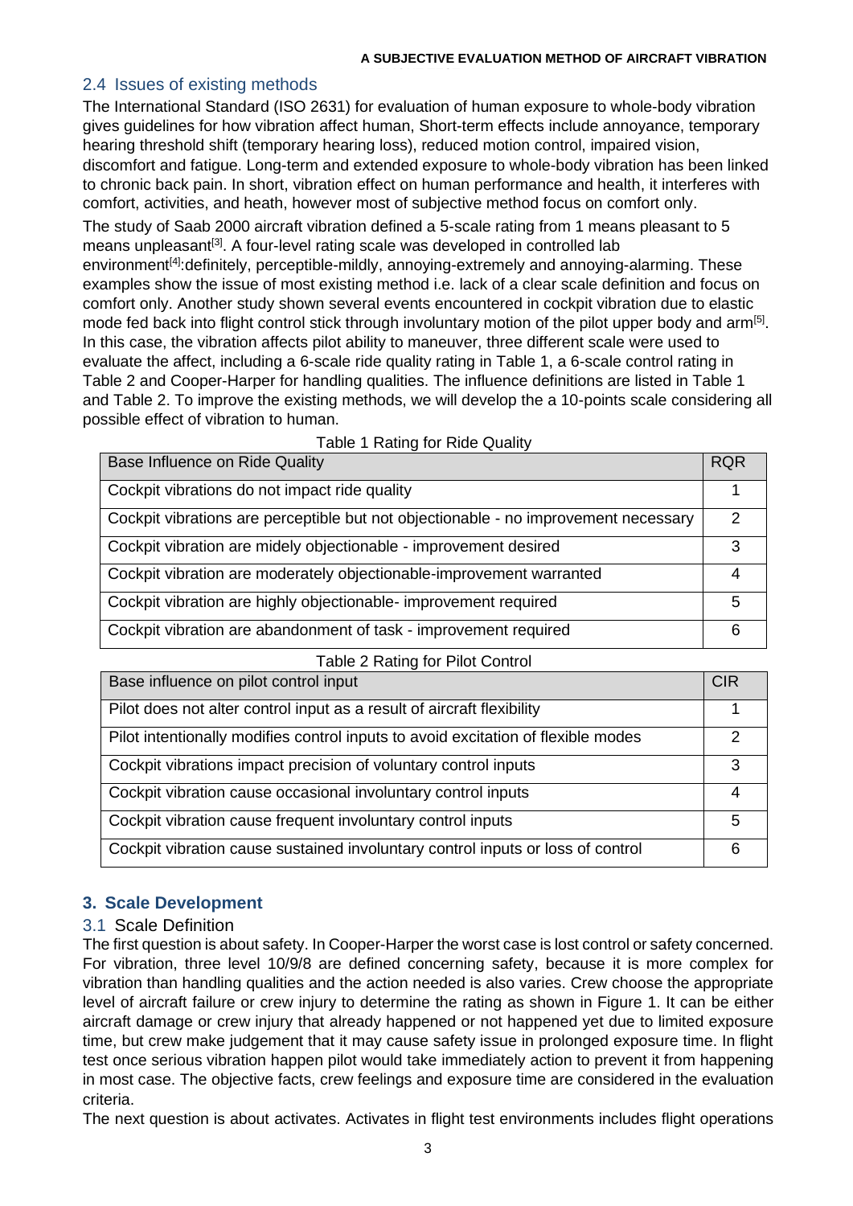## 2.4 Issues of existing methods

The International Standard (ISO 2631) for evaluation of human exposure to whole-body vibration gives guidelines for how vibration affect human, Short-term effects include annoyance, temporary hearing threshold shift (temporary hearing loss), reduced motion control, impaired vision, discomfort and fatigue. Long-term and extended exposure to whole-body vibration has been linked to chronic back pain. In short, vibration effect on human performance and health, it interferes with comfort, activities, and heath, however most of subjective method focus on comfort only.

The study of Saab 2000 aircraft vibration defined a 5-scale rating from 1 means pleasant to 5 means unpleasant[3]. A four-level rating scale was developed in controlled lab environment[4]:definitely, perceptible-mildly, annoying-extremely and annoying-alarming. These examples show the issue of most existing method i.e. lack of a clear scale definition and focus on comfort only. Another study shown several events encountered in cockpit vibration due to elastic mode fed back into flight control stick through involuntary motion of the pilot upper body and arm[5]. In this case, the vibration affects pilot ability to maneuver, three different scale were used to evaluate the affect, including a 6-scale ride quality rating in Table 1, a 6-scale control rating in Table 2 and Cooper-Harper for handling qualities. The influence definitions are listed in Table 1 and Table 2. To improve the existing methods, we will develop the a 10-points scale considering all possible effect of vibration to human.

Table 1 Rating for Ride Quality

| Base Influence on Ride Quality | RQR |
|---|---|
| Cockpit vibrations do not impact ride quality | 1 |
| Cockpit vibrations are perceptible but not objectionable - no improvement necessary | 2 |
| Cockpit vibration are midely objectionable - improvement desired | 3 |
| Cockpit vibration are moderately objectionable-improvement warranted | 4 |
| Cockpit vibration are highly objectionable- improvement required | 5 |
| Cockpit vibration are abandonment of task - improvement required | 6 |

Table 2 Rating for Pilot Control

| Base influence on pilot control input | CIR |
|---|---|
| Pilot does not alter control input as a result of aircraft flexibility | 1 |
| Pilot intentionally modifies control inputs to avoid excitation of flexible modes | 2 |
| Cockpit vibrations impact precision of voluntary control inputs | 3 |
| Cockpit vibration cause occasional involuntary control inputs | 4 |
| Cockpit vibration cause frequent involuntary control inputs | 5 |
| Cockpit vibration cause sustained involuntary control inputs or loss of control | 6 |

# 3. Scale Development

## 3.1 Scale Definition

The first question is about safety. In Cooper-Harper the worst case is lost control or safety concerned. For vibration, three level 10/9/8 are defined concerning safety, because it is more complex for vibration than handling qualities and the action needed is also varies. Crew choose the appropriate level of aircraft failure or crew injury to determine the rating as shown in Figure 1. It can be either aircraft damage or crew injury that already happened or not happened yet due to limited exposure time, but crew make judgement that it may cause safety issue in prolonged exposure time. In flight test once serious vibration happen pilot would take immediately action to prevent it from happening in most case. The objective facts, crew feelings and exposure time are considered in the evaluation criteria.

The next question is about activates. Activates in flight test environments includes flight operations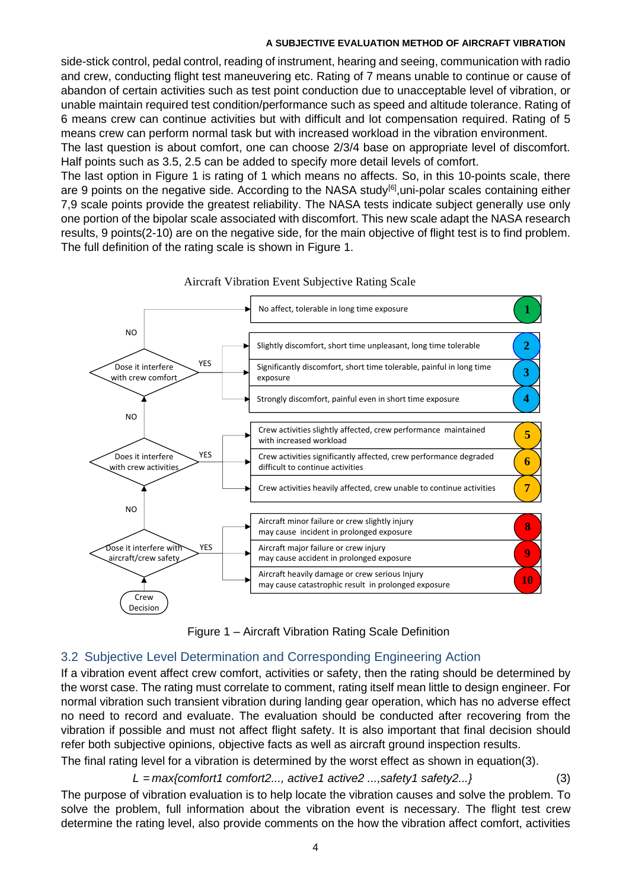side-stick control, pedal control, reading of instrument, hearing and seeing, communication with radio and crew, conducting flight test maneuvering etc. Rating of 7 means unable to continue or cause of abandon of certain activities such as test point conduction due to unacceptable level of vibration, or unable maintain required test condition/performance such as speed and altitude tolerance. Rating of 6 means crew can continue activities but with difficult and lot compensation required. Rating of 5 means crew can perform normal task but with increased workload in the vibration environment.
The last question is about comfort, one can choose 2/3/4 base on appropriate level of discomfort. Half points such as 3.5, 2.5 can be added to specify more detail levels of comfort.
The last option in Figure 1 is rating of 1 which means no affects. So, in this 10-points scale, there are 9 points on the negative side. According to the NASA study[6],uni-polar scales containing either 7,9 scale points provide the greatest reliability. The NASA tests indicate subject generally use only one portion of the bipolar scale associated with discomfort. This new scale adapt the NASA research results, 9 points(2-10) are on the negative side, for the main objective of flight test is to find problem. The full definition of the rating scale is shown in Figure 1.

Aircraft Vibration Event Subjective Rating Scale

| Decision | Answer | Description | Rating |
|---|---|---|---|
| Dose it interfere with crew comfort | NO | No affect, tolerable in long time exposure | 1 |
| Dose it interfere with crew comfort | YES | Slightly discomfort, short time unpleasant, long time tolerable | 2 |
| | | Significantly discomfort, short time tolerable, painful in long time exposure | 3 |
| | | Strongly discomfort, painful even in short time exposure | 4 |
| Does it interfere with crew activities | YES | Crew activities slightly affected, crew performance maintained with increased workload | 5 |
| | | Crew activities significantly affected, crew performance degraded difficult to continue activities | 6 |
| | | Crew activities heavily affected, crew unable to continue activities | 7 |
| Dose it interfere with aircraft/crew safety | YES | Aircraft minor failure or crew slightly injury may cause incident in prolonged exposure | 8 |
| | | Aircraft major failure or crew injury may cause accident in prolonged exposure | 9 |
| | | Aircraft heavily damage or crew serious Injury may cause catastrophic result in prolonged exposure | 10 |

(Flow starts at "Crew Decision" → "Dose it interfere with aircraft/crew safety" → NO → "Does it interfere with crew activities" → NO → "Dose it interfere with crew comfort" → NO → rating 1.)

Figure 1 – Aircraft Vibration Rating Scale Definition

## 3.2 Subjective Level Determination and Corresponding Engineering Action

If a vibration event affect crew comfort, activities or safety, then the rating should be determined by the worst case. The rating must correlate to comment, rating itself mean little to design engineer. For normal vibration such transient vibration during landing gear operation, which has no adverse effect no need to record and evaluate. The evaluation should be conducted after recovering from the vibration if possible and must not affect flight safety. It is also important that final decision should refer both subjective opinions, objective facts as well as aircraft ground inspection results.

The final rating level for a vibration is determined by the worst effect as shown in equation(3).

$$L = max\{comfort1\ comfort2...,\ active1\ active2\ ...,safety1\ safety2...\} \tag{3}$$

The purpose of vibration evaluation is to help locate the vibration causes and solve the problem. To solve the problem, full information about the vibration event is necessary. The flight test crew determine the rating level, also provide comments on the how the vibration affect comfort, activities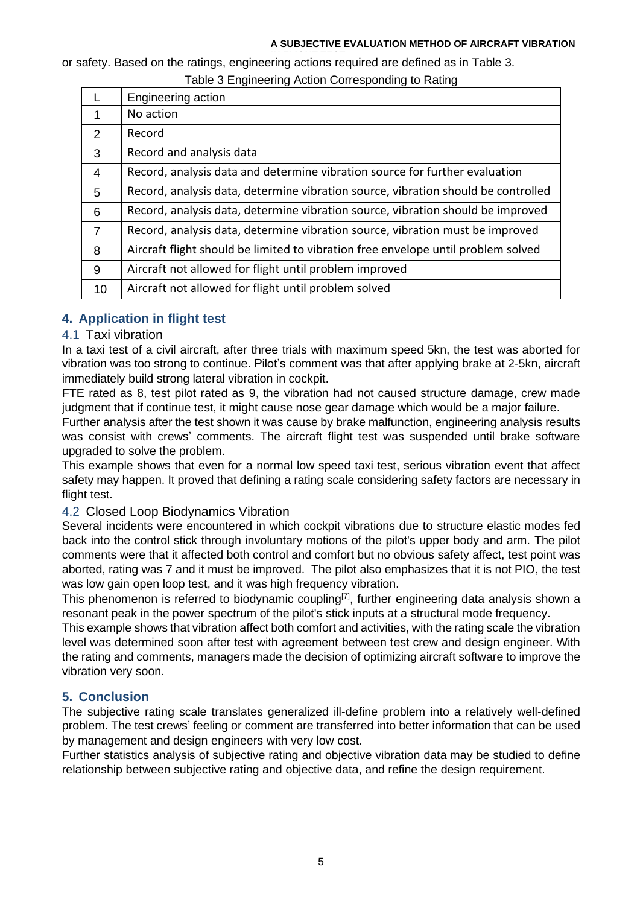or safety. Based on the ratings, engineering actions required are defined as in Table 3.

Table 3 Engineering Action Corresponding to Rating

| L | Engineering action |
|---|---|
| 1 | No action |
| 2 | Record |
| 3 | Record and analysis data |
| 4 | Record, analysis data and determine vibration source for further evaluation |
| 5 | Record, analysis data, determine vibration source, vibration should be controlled |
| 6 | Record, analysis data, determine vibration source, vibration should be improved |
| 7 | Record, analysis data, determine vibration source, vibration must be improved |
| 8 | Aircraft flight should be limited to vibration free envelope until problem solved |
| 9 | Aircraft not allowed for flight until problem improved |
| 10 | Aircraft not allowed for flight until problem solved |

## 4. Application in flight test

### 4.1 Taxi vibration

In a taxi test of a civil aircraft, after three trials with maximum speed 5kn, the test was aborted for vibration was too strong to continue. Pilot's comment was that after applying brake at 2-5kn, aircraft immediately build strong lateral vibration in cockpit.

FTE rated as 8, test pilot rated as 9, the vibration had not caused structure damage, crew made judgment that if continue test, it might cause nose gear damage which would be a major failure.

Further analysis after the test shown it was cause by brake malfunction, engineering analysis results was consist with crews' comments. The aircraft flight test was suspended until brake software upgraded to solve the problem.

This example shows that even for a normal low speed taxi test, serious vibration event that affect safety may happen. It proved that defining a rating scale considering safety factors are necessary in flight test.

### 4.2 Closed Loop Biodynamics Vibration

Several incidents were encountered in which cockpit vibrations due to structure elastic modes fed back into the control stick through involuntary motions of the pilot's upper body and arm. The pilot comments were that it affected both control and comfort but no obvious safety affect, test point was aborted, rating was 7 and it must be improved. The pilot also emphasizes that it is not PIO, the test was low gain open loop test, and it was high frequency vibration.

This phenomenon is referred to biodynamic coupling[7], further engineering data analysis shown a resonant peak in the power spectrum of the pilot's stick inputs at a structural mode frequency.

This example shows that vibration affect both comfort and activities, with the rating scale the vibration level was determined soon after test with agreement between test crew and design engineer. With the rating and comments, managers made the decision of optimizing aircraft software to improve the vibration very soon.

## 5. Conclusion

The subjective rating scale translates generalized ill-define problem into a relatively well-defined problem. The test crews' feeling or comment are transferred into better information that can be used by management and design engineers with very low cost.

Further statistics analysis of subjective rating and objective vibration data may be studied to define relationship between subjective rating and objective data, and refine the design requirement.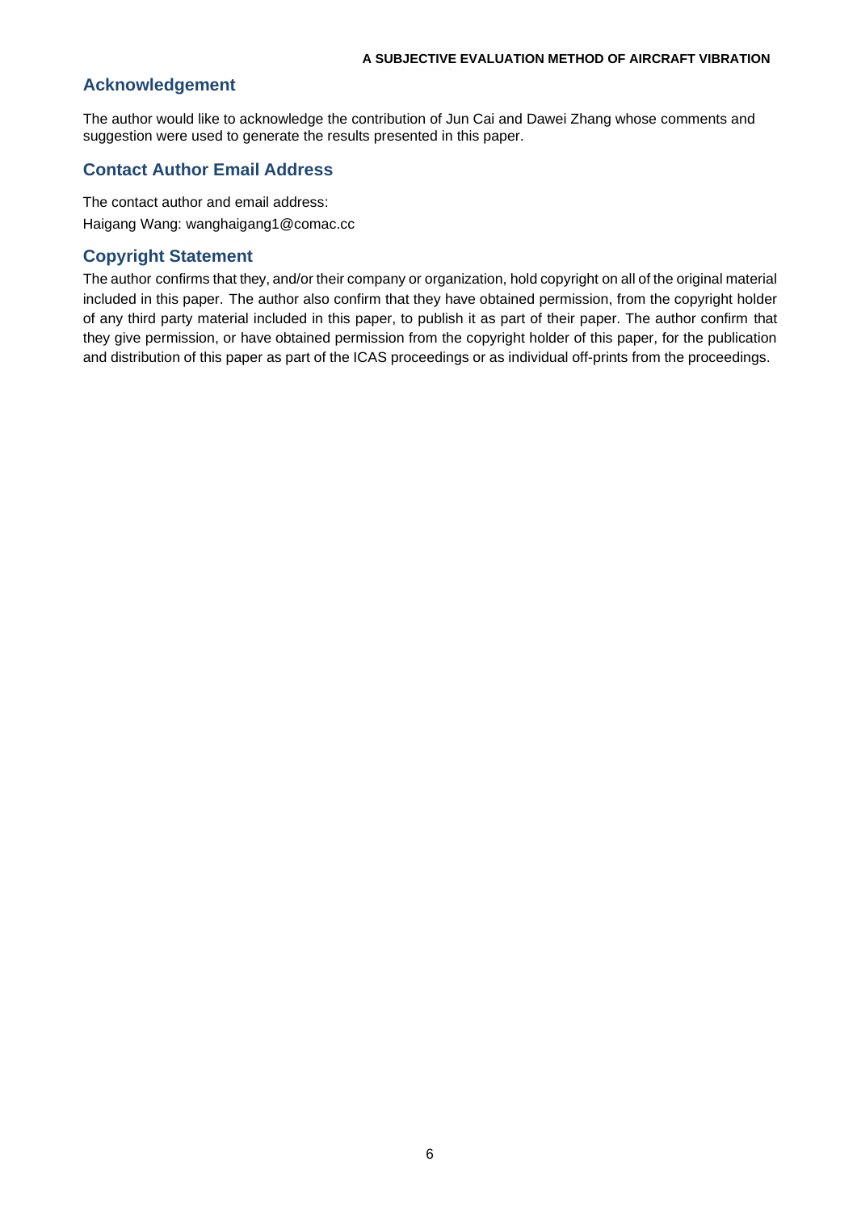## Acknowledgement

The author would like to acknowledge the contribution of Jun Cai and Dawei Zhang whose comments and suggestion were used to generate the results presented in this paper.

## Contact Author Email Address

The contact author and email address:
Haigang Wang: wanghaigang1@comac.cc

## Copyright Statement

The author confirms that they, and/or their company or organization, hold copyright on all of the original material included in this paper. The author also confirm that they have obtained permission, from the copyright holder of any third party material included in this paper, to publish it as part of their paper. The author confirm that they give permission, or have obtained permission from the copyright holder of this paper, for the publication and distribution of this paper as part of the ICAS proceedings or as individual off-prints from the proceedings.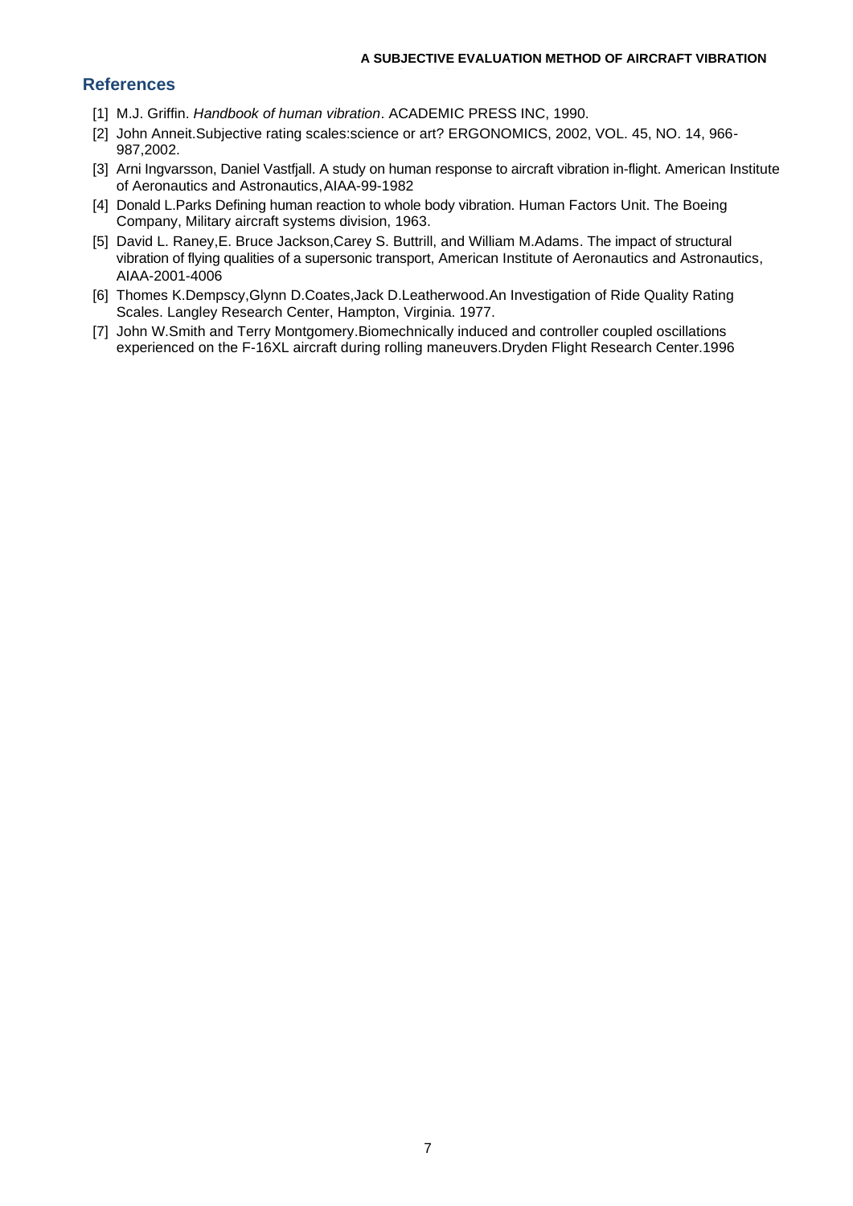## References

[1] M.J. Griffin. *Handbook of human vibration*. ACADEMIC PRESS INC, 1990.

[2] John Anneit.Subjective rating scales:science or art? ERGONOMICS, 2002, VOL. 45, NO. 14, 966-987,2002.

[3] Arni Ingvarsson, Daniel Vastfjall. A study on human response to aircraft vibration in-flight. American Institute of Aeronautics and Astronautics, AIAA-99-1982

[4] Donald L.Parks Defining human reaction to whole body vibration. Human Factors Unit. The Boeing Company, Military aircraft systems division, 1963.

[5] David L. Raney,E. Bruce Jackson,Carey S. Buttrill, and William M.Adams. The impact of structural vibration of flying qualities of a supersonic transport, American Institute of Aeronautics and Astronautics, AIAA-2001-4006

[6] Thomes K.Dempscy,Glynn D.Coates,Jack D.Leatherwood.An Investigation of Ride Quality Rating Scales. Langley Research Center, Hampton, Virginia. 1977.

[7] John W.Smith and Terry Montgomery.Biomechnically induced and controller coupled oscillations experienced on the F-16XL aircraft during rolling maneuvers.Dryden Flight Research Center.1996